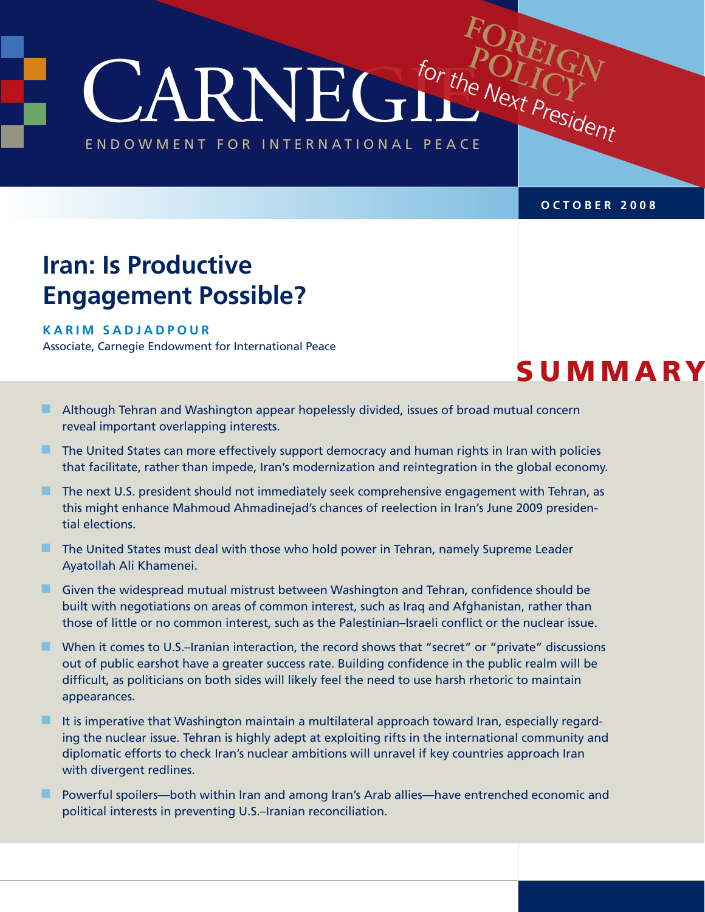# Carnegie Endowment for International Peace

**Foreign Policy for the Next President**

**OCTOBER 2008**

## Iran: Is Productive Engagement Possible?

**KARIM SADJADPOUR**
Associate, Carnegie Endowment for International Peace

## SUMMARY

- Although Tehran and Washington appear hopelessly divided, issues of broad mutual concern reveal important overlapping interests.
- The United States can more effectively support democracy and human rights in Iran with policies that facilitate, rather than impede, Iran's modernization and reintegration in the global economy.
- The next U.S. president should not immediately seek comprehensive engagement with Tehran, as this might enhance Mahmoud Ahmadinejad's chances of reelection in Iran's June 2009 presidential elections.
- The United States must deal with those who hold power in Tehran, namely Supreme Leader Ayatollah Ali Khamenei.
- Given the widespread mutual mistrust between Washington and Tehran, confidence should be built with negotiations on areas of common interest, such as Iraq and Afghanistan, rather than those of little or no common interest, such as the Palestinian–Israeli conflict or the nuclear issue.
- When it comes to U.S.–Iranian interaction, the record shows that "secret" or "private" discussions out of public earshot have a greater success rate. Building confidence in the public realm will be difficult, as politicians on both sides will likely feel the need to use harsh rhetoric to maintain appearances.
- It is imperative that Washington maintain a multilateral approach toward Iran, especially regarding the nuclear issue. Tehran is highly adept at exploiting rifts in the international community and diplomatic efforts to check Iran's nuclear ambitions will unravel if key countries approach Iran with divergent redlines.
- Powerful spoilers—both within Iran and among Iran's Arab allies—have entrenched economic and political interests in preventing U.S.–Iranian reconciliation.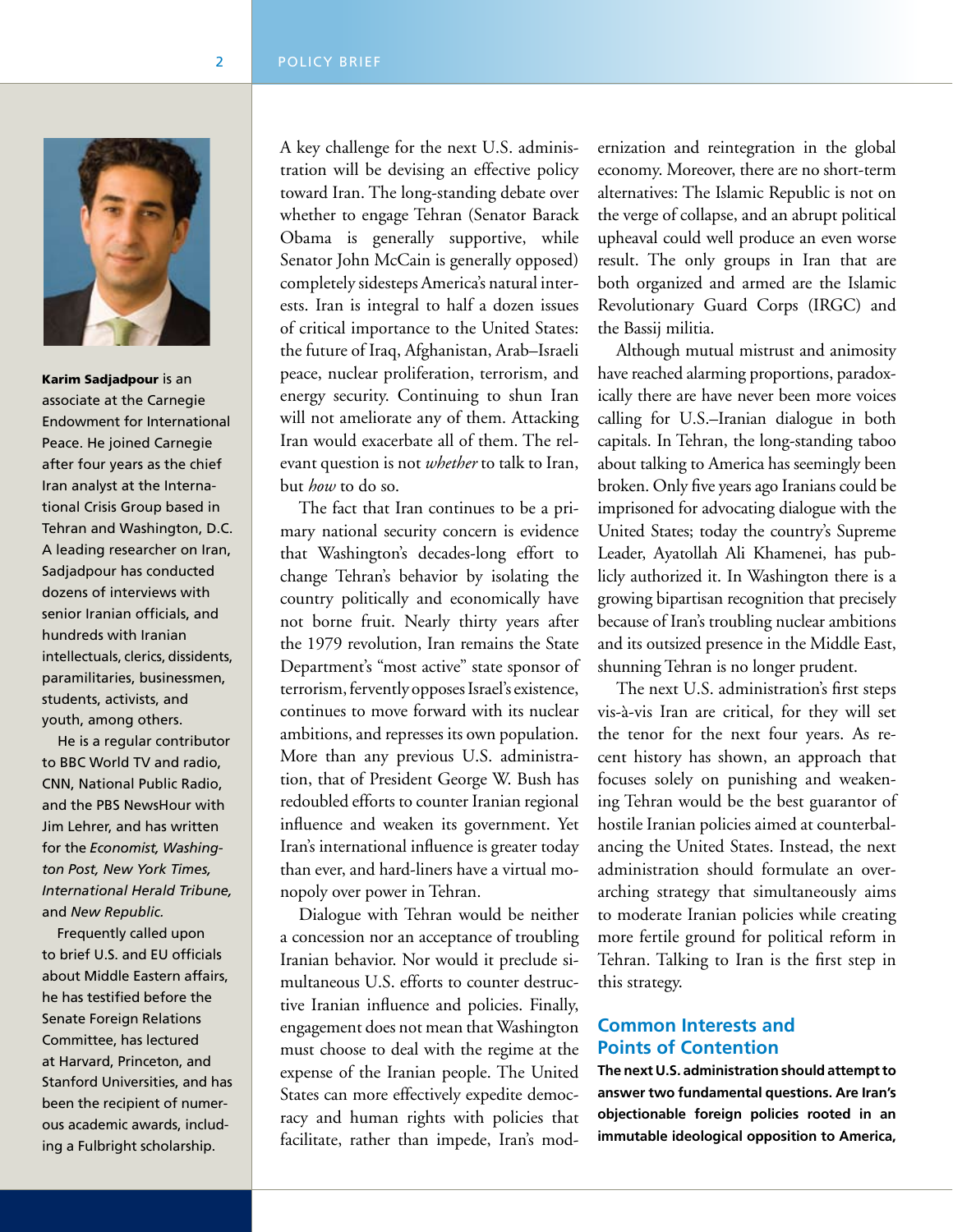**Karim Sadjadpour** is an associate at the Carnegie Endowment for International Peace. He joined Carnegie after four years as the chief Iran analyst at the International Crisis Group based in Tehran and Washington, D.C. A leading researcher on Iran, Sadjadpour has conducted dozens of interviews with senior Iranian officials, and hundreds with Iranian intellectuals, clerics, dissidents, paramilitaries, businessmen, students, activists, and youth, among others.

He is a regular contributor to BBC World TV and radio, CNN, National Public Radio, and the PBS NewsHour with Jim Lehrer, and has written for the *Economist, Washington Post, New York Times, International Herald Tribune,* and *New Republic.*

Frequently called upon to brief U.S. and EU officials about Middle Eastern affairs, he has testified before the Senate Foreign Relations Committee, has lectured at Harvard, Princeton, and Stanford Universities, and has been the recipient of numerous academic awards, including a Fulbright scholarship.

A key challenge for the next U.S. administration will be devising an effective policy toward Iran. The long-standing debate over whether to engage Tehran (Senator Barack Obama is generally supportive, while Senator John McCain is generally opposed) completely sidesteps America's natural interests. Iran is integral to half a dozen issues of critical importance to the United States: the future of Iraq, Afghanistan, Arab–Israeli peace, nuclear proliferation, terrorism, and energy security. Continuing to shun Iran will not ameliorate any of them. Attacking Iran would exacerbate all of them. The relevant question is not *whether* to talk to Iran, but *how* to do so.

The fact that Iran continues to be a primary national security concern is evidence that Washington's decades-long effort to change Tehran's behavior by isolating the country politically and economically have not borne fruit. Nearly thirty years after the 1979 revolution, Iran remains the State Department's "most active" state sponsor of terrorism, fervently opposes Israel's existence, continues to move forward with its nuclear ambitions, and represses its own population. More than any previous U.S. administration, that of President George W. Bush has redoubled efforts to counter Iranian regional influence and weaken its government. Yet Iran's international influence is greater today than ever, and hard-liners have a virtual monopoly over power in Tehran.

Dialogue with Tehran would be neither a concession nor an acceptance of troubling Iranian behavior. Nor would it preclude simultaneous U.S. efforts to counter destructive Iranian influence and policies. Finally, engagement does not mean that Washington must choose to deal with the regime at the expense of the Iranian people. The United States can more effectively expedite democracy and human rights with policies that facilitate, rather than impede, Iran's modernization and reintegration in the global economy. Moreover, there are no short-term alternatives: The Islamic Republic is not on the verge of collapse, and an abrupt political upheaval could well produce an even worse result. The only groups in Iran that are both organized and armed are the Islamic Revolutionary Guard Corps (IRGC) and the Bassij militia.

Although mutual mistrust and animosity have reached alarming proportions, paradoxically there are have never been more voices calling for U.S.–Iranian dialogue in both capitals. In Tehran, the long-standing taboo about talking to America has seemingly been broken. Only five years ago Iranians could be imprisoned for advocating dialogue with the United States; today the country's Supreme Leader, Ayatollah Ali Khamenei, has publicly authorized it. In Washington there is a growing bipartisan recognition that precisely because of Iran's troubling nuclear ambitions and its outsized presence in the Middle East, shunning Tehran is no longer prudent.

The next U.S. administration's first steps vis-à-vis Iran are critical, for they will set the tenor for the next four years. As recent history has shown, an approach that focuses solely on punishing and weakening Tehran would be the best guarantor of hostile Iranian policies aimed at counterbalancing the United States. Instead, the next administration should formulate an overarching strategy that simultaneously aims to moderate Iranian policies while creating more fertile ground for political reform in Tehran. Talking to Iran is the first step in this strategy.

## Common Interests and Points of Contention

**The next U.S. administration should attempt to answer two fundamental questions. Are Iran's objectionable foreign policies rooted in an immutable ideological opposition to America,**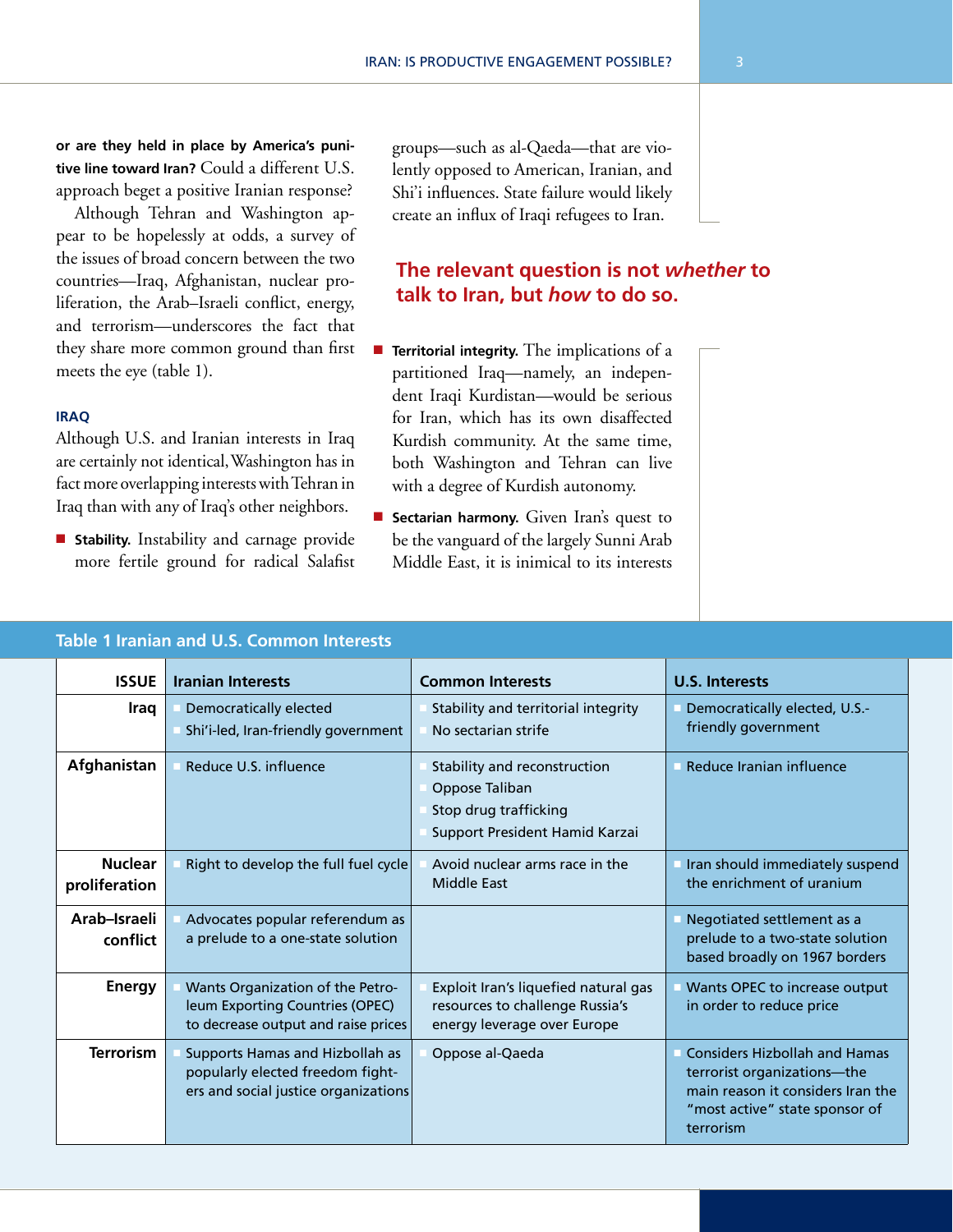**or are they held in place by America's punitive line toward Iran?** Could a different U.S. approach beget a positive Iranian response?

Although Tehran and Washington appear to be hopelessly at odds, a survey of the issues of broad concern between the two countries—Iraq, Afghanistan, nuclear proliferation, the Arab–Israeli conflict, energy, and terrorism—underscores the fact that they share more common ground than first meets the eye (table 1).

### IRAQ

Although U.S. and Iranian interests in Iraq are certainly not identical, Washington has in fact more overlapping interests with Tehran in Iraq than with any of Iraq's other neighbors.

- **Stability.** Instability and carnage provide more fertile ground for radical Salafist groups—such as al-Qaeda—that are violently opposed to American, Iranian, and Shi'i influences. State failure would likely create an influx of Iraqi refugees to Iran.

**The relevant question is not *whether* to talk to Iran, but *how* to do so.**

- **Territorial integrity.** The implications of a partitioned Iraq—namely, an independent Iraqi Kurdistan—would be serious for Iran, which has its own disaffected Kurdish community. At the same time, both Washington and Tehran can live with a degree of Kurdish autonomy.
- **Sectarian harmony.** Given Iran's quest to be the vanguard of the largely Sunni Arab Middle East, it is inimical to its interests

**Table 1 Iranian and U.S. Common Interests**

| ISSUE | Iranian Interests | Common Interests | U.S. Interests |
|---|---|---|---|
| Iraq | Democratically elected<br>Shi'i-led, Iran-friendly government | Stability and territorial integrity<br>No sectarian strife | Democratically elected, U.S.-friendly government |
| Afghanistan | Reduce U.S. influence | Stability and reconstruction<br>Oppose Taliban<br>Stop drug trafficking<br>Support President Hamid Karzai | Reduce Iranian influence |
| Nuclear proliferation | Right to develop the full fuel cycle | Avoid nuclear arms race in the Middle East | Iran should immediately suspend the enrichment of uranium |
| Arab–Israeli conflict | Advocates popular referendum as a prelude to a one-state solution | | Negotiated settlement as a prelude to a two-state solution based broadly on 1967 borders |
| Energy | Wants Organization of the Petroleum Exporting Countries (OPEC) to decrease output and raise prices | Exploit Iran's liquefied natural gas resources to challenge Russia's energy leverage over Europe | Wants OPEC to increase output in order to reduce price |
| Terrorism | Supports Hamas and Hizbollah as popularly elected freedom fighters and social justice organizations | Oppose al-Qaeda | Considers Hizbollah and Hamas terrorist organizations—the main reason it considers Iran the "most active" state sponsor of terrorism |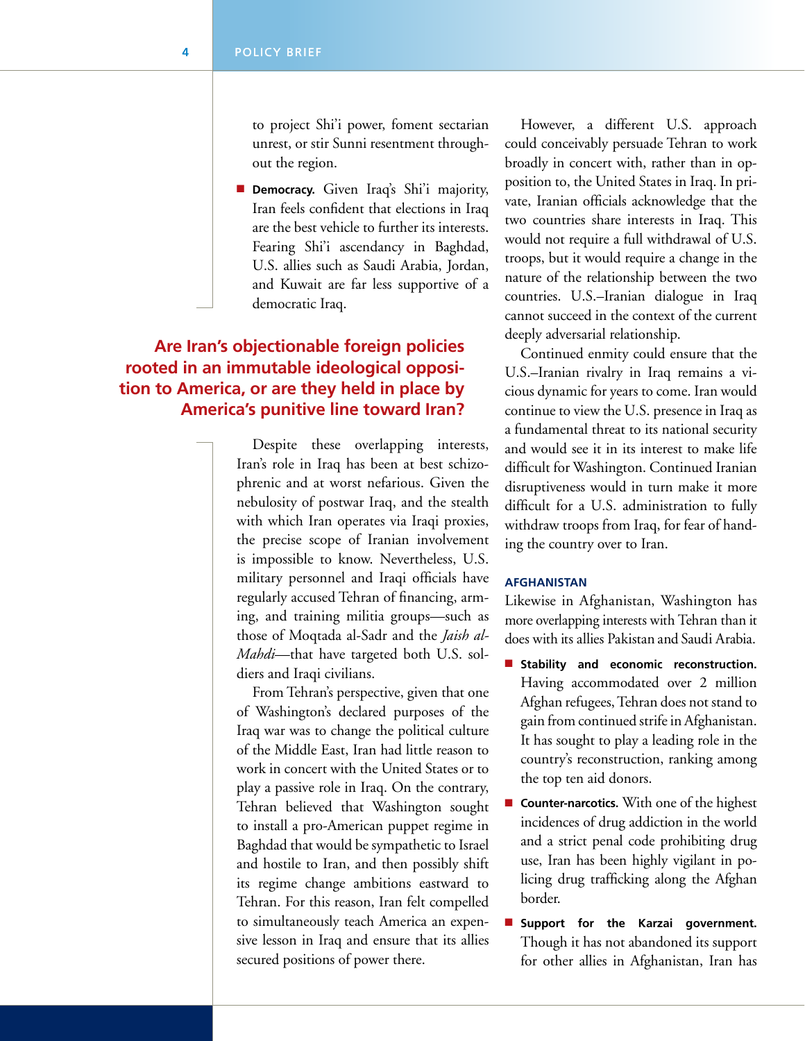to project Shi'i power, foment sectarian unrest, or stir Sunni resentment throughout the region.

- **Democracy.** Given Iraq's Shi'i majority, Iran feels confident that elections in Iraq are the best vehicle to further its interests. Fearing Shi'i ascendancy in Baghdad, U.S. allies such as Saudi Arabia, Jordan, and Kuwait are far less supportive of a democratic Iraq.

**Are Iran's objectionable foreign policies rooted in an immutable ideological opposition to America, or are they held in place by America's punitive line toward Iran?**

Despite these overlapping interests, Iran's role in Iraq has been at best schizophrenic and at worst nefarious. Given the nebulosity of postwar Iraq, and the stealth with which Iran operates via Iraqi proxies, the precise scope of Iranian involvement is impossible to know. Nevertheless, U.S. military personnel and Iraqi officials have regularly accused Tehran of financing, arming, and training militia groups—such as those of Moqtada al-Sadr and the *Jaish al-Mahdi*—that have targeted both U.S. soldiers and Iraqi civilians.

From Tehran's perspective, given that one of Washington's declared purposes of the Iraq war was to change the political culture of the Middle East, Iran had little reason to work in concert with the United States or to play a passive role in Iraq. On the contrary, Tehran believed that Washington sought to install a pro-American puppet regime in Baghdad that would be sympathetic to Israel and hostile to Iran, and then possibly shift its regime change ambitions eastward to Tehran. For this reason, Iran felt compelled to simultaneously teach America an expensive lesson in Iraq and ensure that its allies secured positions of power there.

However, a different U.S. approach could conceivably persuade Tehran to work broadly in concert with, rather than in opposition to, the United States in Iraq. In private, Iranian officials acknowledge that the two countries share interests in Iraq. This would not require a full withdrawal of U.S. troops, but it would require a change in the nature of the relationship between the two countries. U.S.–Iranian dialogue in Iraq cannot succeed in the context of the current deeply adversarial relationship.

Continued enmity could ensure that the U.S.–Iranian rivalry in Iraq remains a vicious dynamic for years to come. Iran would continue to view the U.S. presence in Iraq as a fundamental threat to its national security and would see it in its interest to make life difficult for Washington. Continued Iranian disruptiveness would in turn make it more difficult for a U.S. administration to fully withdraw troops from Iraq, for fear of handing the country over to Iran.

### AFGHANISTAN

Likewise in Afghanistan, Washington has more overlapping interests with Tehran than it does with its allies Pakistan and Saudi Arabia.

- **Stability and economic reconstruction.** Having accommodated over 2 million Afghan refugees, Tehran does not stand to gain from continued strife in Afghanistan. It has sought to play a leading role in the country's reconstruction, ranking among the top ten aid donors.
- **Counter-narcotics.** With one of the highest incidences of drug addiction in the world and a strict penal code prohibiting drug use, Iran has been highly vigilant in policing drug trafficking along the Afghan border.
- **Support for the Karzai government.** Though it has not abandoned its support for other allies in Afghanistan, Iran has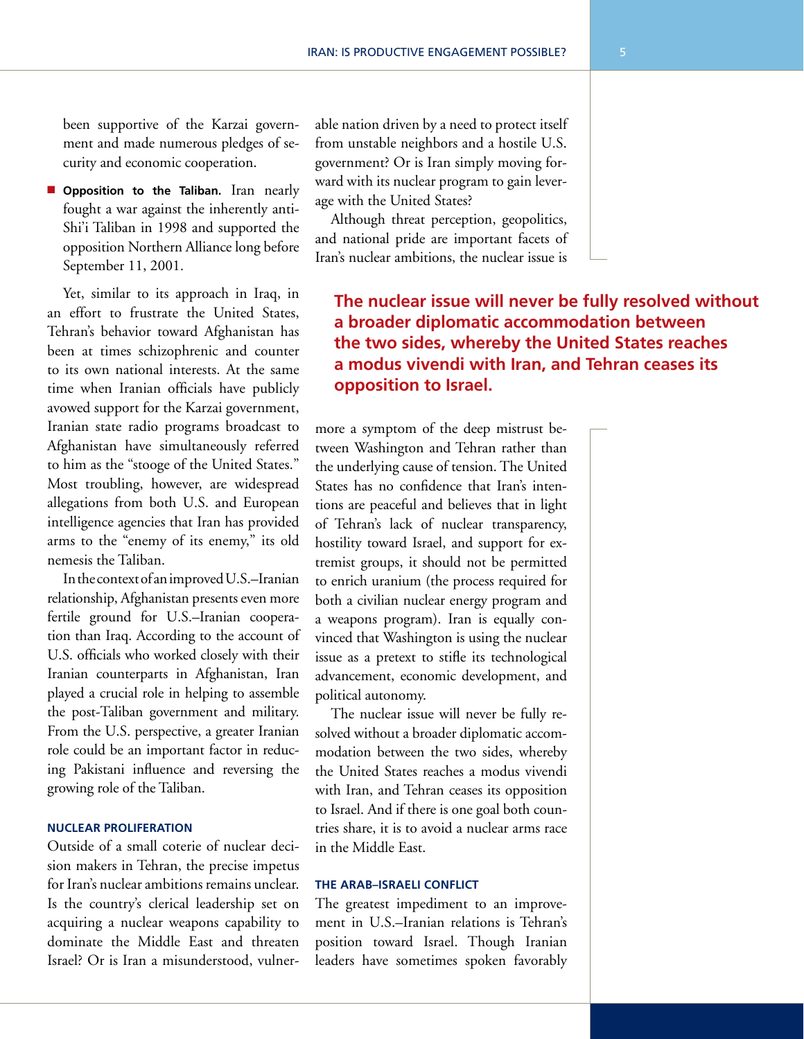been supportive of the Karzai government and made numerous pledges of security and economic cooperation.

- **Opposition to the Taliban.** Iran nearly fought a war against the inherently anti-Shi'i Taliban in 1998 and supported the opposition Northern Alliance long before September 11, 2001.

Yet, similar to its approach in Iraq, in an effort to frustrate the United States, Tehran's behavior toward Afghanistan has been at times schizophrenic and counter to its own national interests. At the same time when Iranian officials have publicly avowed support for the Karzai government, Iranian state radio programs broadcast to Afghanistan have simultaneously referred to him as the "stooge of the United States." Most troubling, however, are widespread allegations from both U.S. and European intelligence agencies that Iran has provided arms to the "enemy of its enemy," its old nemesis the Taliban.

In the context of an improved U.S.–Iranian relationship, Afghanistan presents even more fertile ground for U.S.–Iranian cooperation than Iraq. According to the account of U.S. officials who worked closely with their Iranian counterparts in Afghanistan, Iran played a crucial role in helping to assemble the post-Taliban government and military. From the U.S. perspective, a greater Iranian role could be an important factor in reducing Pakistani influence and reversing the growing role of the Taliban.

### NUCLEAR PROLIFERATION

Outside of a small coterie of nuclear decision makers in Tehran, the precise impetus for Iran's nuclear ambitions remains unclear. Is the country's clerical leadership set on acquiring a nuclear weapons capability to dominate the Middle East and threaten Israel? Or is Iran a misunderstood, vulnerable nation driven by a need to protect itself from unstable neighbors and a hostile U.S. government? Or is Iran simply moving forward with its nuclear program to gain leverage with the United States?

Although threat perception, geopolitics, and national pride are important facets of Iran's nuclear ambitions, the nuclear issue is more a symptom of the deep mistrust between Washington and Tehran rather than the underlying cause of tension. The United States has no confidence that Iran's intentions are peaceful and believes that in light of Tehran's lack of nuclear transparency, hostility toward Israel, and support for extremist groups, it should not be permitted to enrich uranium (the process required for both a civilian nuclear energy program and a weapons program). Iran is equally convinced that Washington is using the nuclear issue as a pretext to stifle its technological advancement, economic development, and political autonomy.

> **The nuclear issue will never be fully resolved without a broader diplomatic accommodation between the two sides, whereby the United States reaches a modus vivendi with Iran, and Tehran ceases its opposition to Israel.**

The nuclear issue will never be fully resolved without a broader diplomatic accommodation between the two sides, whereby the United States reaches a modus vivendi with Iran, and Tehran ceases its opposition to Israel. And if there is one goal both countries share, it is to avoid a nuclear arms race in the Middle East.

### THE ARAB–ISRAELI CONFLICT

The greatest impediment to an improvement in U.S.–Iranian relations is Tehran's position toward Israel. Though Iranian leaders have sometimes spoken favorably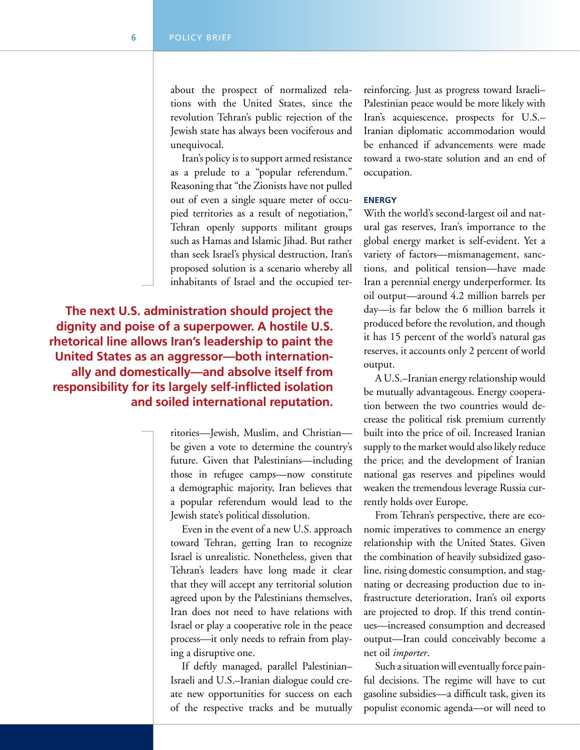about the prospect of normalized relations with the United States, since the revolution Tehran's public rejection of the Jewish state has always been vociferous and unequivocal.

Iran's policy is to support armed resistance as a prelude to a "popular referendum." Reasoning that "the Zionists have not pulled out of even a single square meter of occupied territories as a result of negotiation," Tehran openly supports militant groups such as Hamas and Islamic Jihad. But rather than seek Israel's physical destruction, Iran's proposed solution is a scenario whereby all inhabitants of Israel and the occupied territories—Jewish, Muslim, and Christian—be given a vote to determine the country's future. Given that Palestinians—including those in refugee camps—now constitute a demographic majority, Iran believes that a popular referendum would lead to the Jewish state's political dissolution.

**The next U.S. administration should project the dignity and poise of a superpower. A hostile U.S. rhetorical line allows Iran's leadership to paint the United States as an aggressor—both internationally and domestically—and absolve itself from responsibility for its largely self-inflicted isolation and soiled international reputation.**

Even in the event of a new U.S. approach toward Tehran, getting Iran to recognize Israel is unrealistic. Nonetheless, given that Tehran's leaders have long made it clear that they will accept any territorial solution agreed upon by the Palestinians themselves, Iran does not need to have relations with Israel or play a cooperative role in the peace process—it only needs to refrain from playing a disruptive one.

If deftly managed, parallel Palestinian–Israeli and U.S.–Iranian dialogue could create new opportunities for success on each of the respective tracks and be mutually reinforcing. Just as progress toward Israeli–Palestinian peace would be more likely with Iran's acquiescence, prospects for U.S.–Iranian diplomatic accommodation would be enhanced if advancements were made toward a two-state solution and an end of occupation.

#### ENERGY

With the world's second-largest oil and natural gas reserves, Iran's importance to the global energy market is self-evident. Yet a variety of factors—mismanagement, sanctions, and political tension—have made Iran a perennial energy underperformer. Its oil output—around 4.2 million barrels per day—is far below the 6 million barrels it produced before the revolution, and though it has 15 percent of the world's natural gas reserves, it accounts only 2 percent of world output.

A U.S.–Iranian energy relationship would be mutually advantageous. Energy cooperation between the two countries would decrease the political risk premium currently built into the price of oil. Increased Iranian supply to the market would also likely reduce the price; and the development of Iranian national gas reserves and pipelines would weaken the tremendous leverage Russia currently holds over Europe.

From Tehran's perspective, there are economic imperatives to commence an energy relationship with the United States. Given the combination of heavily subsidized gasoline, rising domestic consumption, and stagnating or decreasing production due to infrastructure deterioration, Iran's oil exports are projected to drop. If this trend continues—increased consumption and decreased output—Iran could conceivably become a net oil *importer*.

Such a situation will eventually force painful decisions. The regime will have to cut gasoline subsidies—a difficult task, given its populist economic agenda—or will need to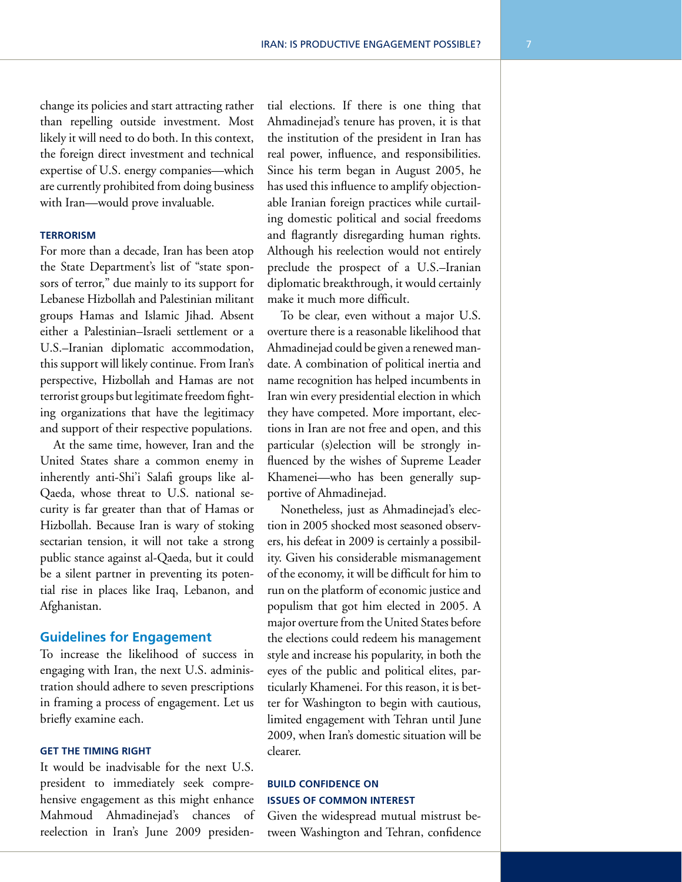change its policies and start attracting rather than repelling outside investment. Most likely it will need to do both. In this context, the foreign direct investment and technical expertise of U.S. energy companies—which are currently prohibited from doing business with Iran—would prove invaluable.

#### TERRORISM

For more than a decade, Iran has been atop the State Department's list of "state sponsors of terror," due mainly to its support for Lebanese Hizbollah and Palestinian militant groups Hamas and Islamic Jihad. Absent either a Palestinian–Israeli settlement or a U.S.–Iranian diplomatic accommodation, this support will likely continue. From Iran's perspective, Hizbollah and Hamas are not terrorist groups but legitimate freedom fighting organizations that have the legitimacy and support of their respective populations.

At the same time, however, Iran and the United States share a common enemy in inherently anti-Shi'i Salafi groups like al-Qaeda, whose threat to U.S. national security is far greater than that of Hamas or Hizbollah. Because Iran is wary of stoking sectarian tension, it will not take a strong public stance against al-Qaeda, but it could be a silent partner in preventing its potential rise in places like Iraq, Lebanon, and Afghanistan.

### Guidelines for Engagement

To increase the likelihood of success in engaging with Iran, the next U.S. administration should adhere to seven prescriptions in framing a process of engagement. Let us briefly examine each.

#### GET THE TIMING RIGHT

It would be inadvisable for the next U.S. president to immediately seek comprehensive engagement as this might enhance Mahmoud Ahmadinejad's chances of reelection in Iran's June 2009 presidential elections. If there is one thing that Ahmadinejad's tenure has proven, it is that the institution of the president in Iran has real power, influence, and responsibilities. Since his term began in August 2005, he has used this influence to amplify objectionable Iranian foreign practices while curtailing domestic political and social freedoms and flagrantly disregarding human rights. Although his reelection would not entirely preclude the prospect of a U.S.–Iranian diplomatic breakthrough, it would certainly make it much more difficult.

To be clear, even without a major U.S. overture there is a reasonable likelihood that Ahmadinejad could be given a renewed mandate. A combination of political inertia and name recognition has helped incumbents in Iran win every presidential election in which they have competed. More important, elections in Iran are not free and open, and this particular (s)election will be strongly influenced by the wishes of Supreme Leader Khamenei—who has been generally supportive of Ahmadinejad.

Nonetheless, just as Ahmadinejad's election in 2005 shocked most seasoned observers, his defeat in 2009 is certainly a possibility. Given his considerable mismanagement of the economy, it will be difficult for him to run on the platform of economic justice and populism that got him elected in 2005. A major overture from the United States before the elections could redeem his management style and increase his popularity, in both the eyes of the public and political elites, particularly Khamenei. For this reason, it is better for Washington to begin with cautious, limited engagement with Tehran until June 2009, when Iran's domestic situation will be clearer.

#### BUILD CONFIDENCE ON ISSUES OF COMMON INTEREST

Given the widespread mutual mistrust between Washington and Tehran, confidence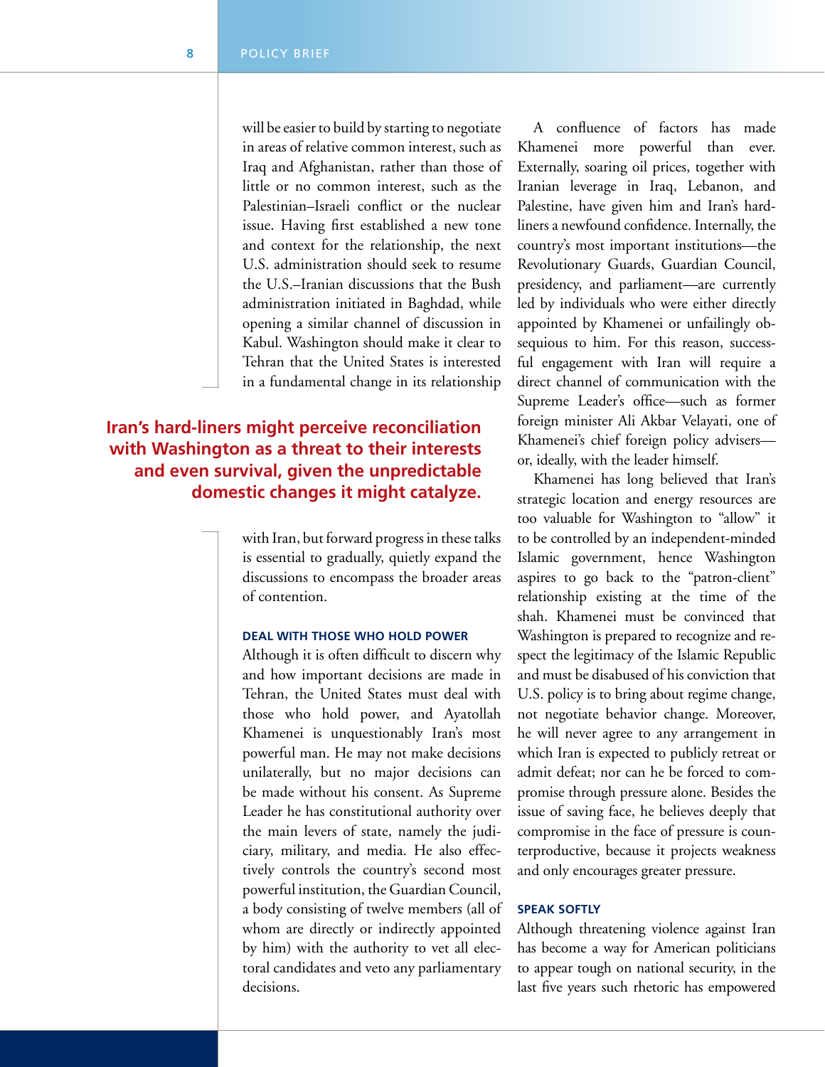will be easier to build by starting to negotiate in areas of relative common interest, such as Iraq and Afghanistan, rather than those of little or no common interest, such as the Palestinian–Israeli conflict or the nuclear issue. Having first established a new tone and context for the relationship, the next U.S. administration should seek to resume the U.S.–Iranian discussions that the Bush administration initiated in Baghdad, while opening a similar channel of discussion in Kabul. Washington should make it clear to Tehran that the United States is interested in a fundamental change in its relationship with Iran, but forward progress in these talks is essential to gradually, quietly expand the discussions to encompass the broader areas of contention.

**Iran's hard-liners might perceive reconciliation with Washington as a threat to their interests and even survival, given the unpredictable domestic changes it might catalyze.**

### DEAL WITH THOSE WHO HOLD POWER

Although it is often difficult to discern why and how important decisions are made in Tehran, the United States must deal with those who hold power, and Ayatollah Khamenei is unquestionably Iran's most powerful man. He may not make decisions unilaterally, but no major decisions can be made without his consent. As Supreme Leader he has constitutional authority over the main levers of state, namely the judiciary, military, and media. He also effectively controls the country's second most powerful institution, the Guardian Council, a body consisting of twelve members (all of whom are directly or indirectly appointed by him) with the authority to vet all electoral candidates and veto any parliamentary decisions.

A confluence of factors has made Khamenei more powerful than ever. Externally, soaring oil prices, together with Iranian leverage in Iraq, Lebanon, and Palestine, have given him and Iran's hard-liners a newfound confidence. Internally, the country's most important institutions—the Revolutionary Guards, Guardian Council, presidency, and parliament—are currently led by individuals who were either directly appointed by Khamenei or unfailingly obsequious to him. For this reason, successful engagement with Iran will require a direct channel of communication with the Supreme Leader's office—such as former foreign minister Ali Akbar Velayati, one of Khamenei's chief foreign policy advisers—or, ideally, with the leader himself.

Khamenei has long believed that Iran's strategic location and energy resources are too valuable for Washington to "allow" it to be controlled by an independent-minded Islamic government, hence Washington aspires to go back to the "patron-client" relationship existing at the time of the shah. Khamenei must be convinced that Washington is prepared to recognize and respect the legitimacy of the Islamic Republic and must be disabused of his conviction that U.S. policy is to bring about regime change, not negotiate behavior change. Moreover, he will never agree to any arrangement in which Iran is expected to publicly retreat or admit defeat; nor can he be forced to compromise through pressure alone. Besides the issue of saving face, he believes deeply that compromise in the face of pressure is counterproductive, because it projects weakness and only encourages greater pressure.

### SPEAK SOFTLY

Although threatening violence against Iran has become a way for American politicians to appear tough on national security, in the last five years such rhetoric has empowered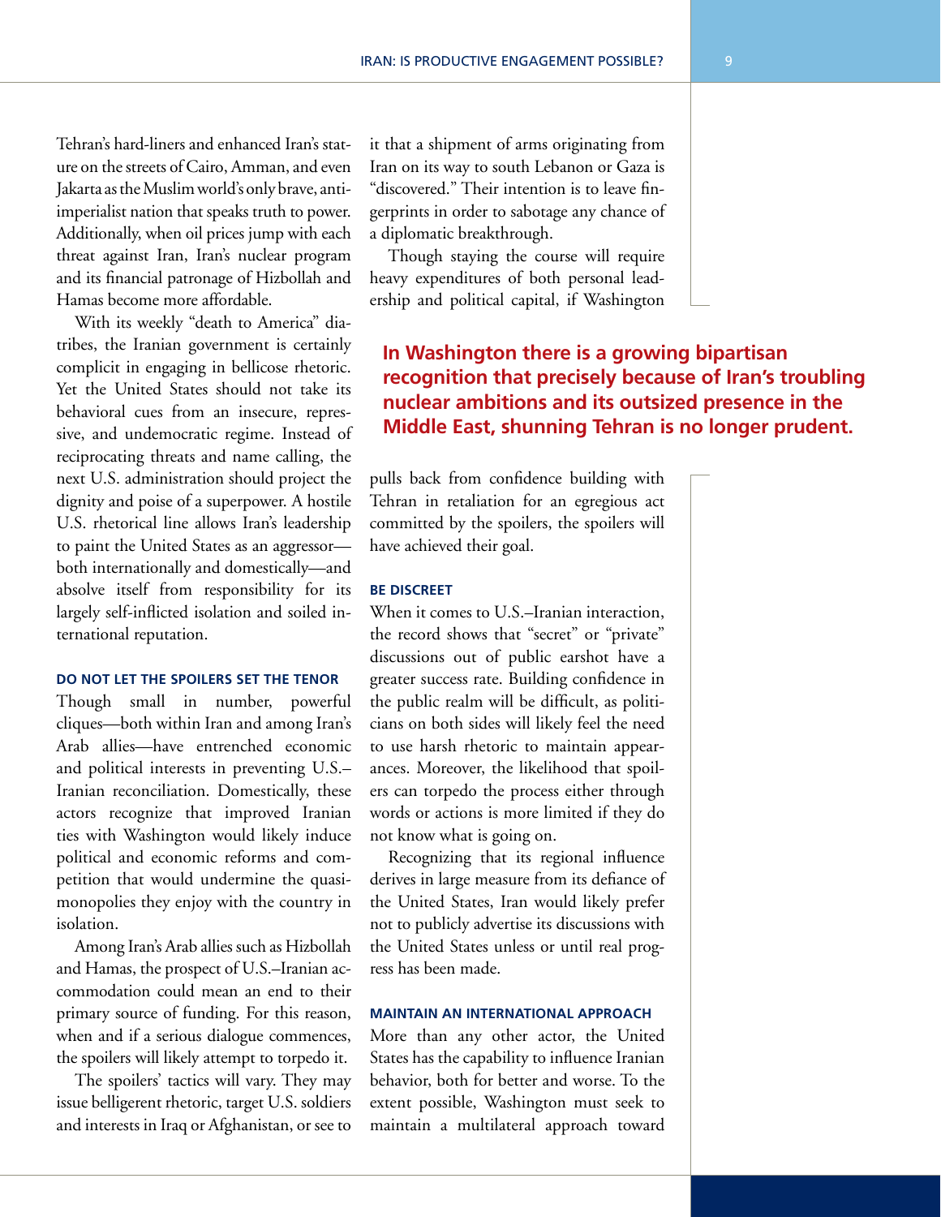Tehran's hard-liners and enhanced Iran's stature on the streets of Cairo, Amman, and even Jakarta as the Muslim world's only brave, anti-imperialist nation that speaks truth to power. Additionally, when oil prices jump with each threat against Iran, Iran's nuclear program and its financial patronage of Hizbollah and Hamas become more affordable.

With its weekly "death to America" diatribes, the Iranian government is certainly complicit in engaging in bellicose rhetoric. Yet the United States should not take its behavioral cues from an insecure, repressive, and undemocratic regime. Instead of reciprocating threats and name calling, the next U.S. administration should project the dignity and poise of a superpower. A hostile U.S. rhetorical line allows Iran's leadership to paint the United States as an aggressor—both internationally and domestically—and absolve itself from responsibility for its largely self-inflicted isolation and soiled international reputation.

### DO NOT LET THE SPOILERS SET THE TENOR

Though small in number, powerful cliques—both within Iran and among Iran's Arab allies—have entrenched economic and political interests in preventing U.S.–Iranian reconciliation. Domestically, these actors recognize that improved Iranian ties with Washington would likely induce political and economic reforms and competition that would undermine the quasi-monopolies they enjoy with the country in isolation.

Among Iran's Arab allies such as Hizbollah and Hamas, the prospect of U.S.–Iranian accommodation could mean an end to their primary source of funding. For this reason, when and if a serious dialogue commences, the spoilers will likely attempt to torpedo it.

The spoilers' tactics will vary. They may issue belligerent rhetoric, target U.S. soldiers and interests in Iraq or Afghanistan, or see to it that a shipment of arms originating from Iran on its way to south Lebanon or Gaza is "discovered." Their intention is to leave fingerprints in order to sabotage any chance of a diplomatic breakthrough.

Though staying the course will require heavy expenditures of both personal leadership and political capital, if Washington pulls back from confidence building with Tehran in retaliation for an egregious act committed by the spoilers, the spoilers will have achieved their goal.

**In Washington there is a growing bipartisan recognition that precisely because of Iran's troubling nuclear ambitions and its outsized presence in the Middle East, shunning Tehran is no longer prudent.**

### BE DISCREET

When it comes to U.S.–Iranian interaction, the record shows that "secret" or "private" discussions out of public earshot have a greater success rate. Building confidence in the public realm will be difficult, as politicians on both sides will likely feel the need to use harsh rhetoric to maintain appearances. Moreover, the likelihood that spoilers can torpedo the process either through words or actions is more limited if they do not know what is going on.

Recognizing that its regional influence derives in large measure from its defiance of the United States, Iran would likely prefer not to publicly advertise its discussions with the United States unless or until real progress has been made.

### MAINTAIN AN INTERNATIONAL APPROACH

More than any other actor, the United States has the capability to influence Iranian behavior, both for better and worse. To the extent possible, Washington must seek to maintain a multilateral approach toward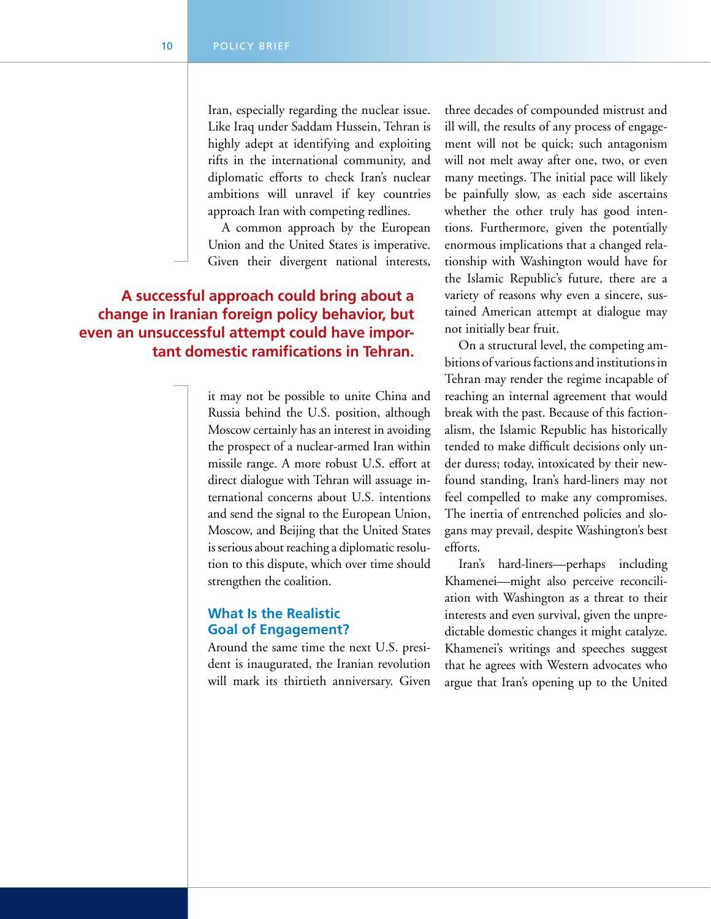Iran, especially regarding the nuclear issue. Like Iraq under Saddam Hussein, Tehran is highly adept at identifying and exploiting rifts in the international community, and diplomatic efforts to check Iran's nuclear ambitions will unravel if key countries approach Iran with competing redlines.

A common approach by the European Union and the United States is imperative. Given their divergent national interests, it may not be possible to unite China and Russia behind the U.S. position, although Moscow certainly has an interest in avoiding the prospect of a nuclear-armed Iran within missile range. A more robust U.S. effort at direct dialogue with Tehran will assuage international concerns about U.S. intentions and send the signal to the European Union, Moscow, and Beijing that the United States is serious about reaching a diplomatic resolution to this dispute, which over time should strengthen the coalition.

**A successful approach could bring about a change in Iranian foreign policy behavior, but even an unsuccessful attempt could have important domestic ramifications in Tehran.**

## What Is the Realistic Goal of Engagement?

Around the same time the next U.S. president is inaugurated, the Iranian revolution will mark its thirtieth anniversary. Given three decades of compounded mistrust and ill will, the results of any process of engagement will not be quick; such antagonism will not melt away after one, two, or even many meetings. The initial pace will likely be painfully slow, as each side ascertains whether the other truly has good intentions. Furthermore, given the potentially enormous implications that a changed relationship with Washington would have for the Islamic Republic's future, there are a variety of reasons why even a sincere, sustained American attempt at dialogue may not initially bear fruit.

On a structural level, the competing ambitions of various factions and institutions in Tehran may render the regime incapable of reaching an internal agreement that would break with the past. Because of this factionalism, the Islamic Republic has historically tended to make difficult decisions only under duress; today, intoxicated by their newfound standing, Iran's hard-liners may not feel compelled to make any compromises. The inertia of entrenched policies and slogans may prevail, despite Washington's best efforts.

Iran's hard-liners—perhaps including Khamenei—might also perceive reconciliation with Washington as a threat to their interests and even survival, given the unpredictable domestic changes it might catalyze. Khamenei's writings and speeches suggest that he agrees with Western advocates who argue that Iran's opening up to the United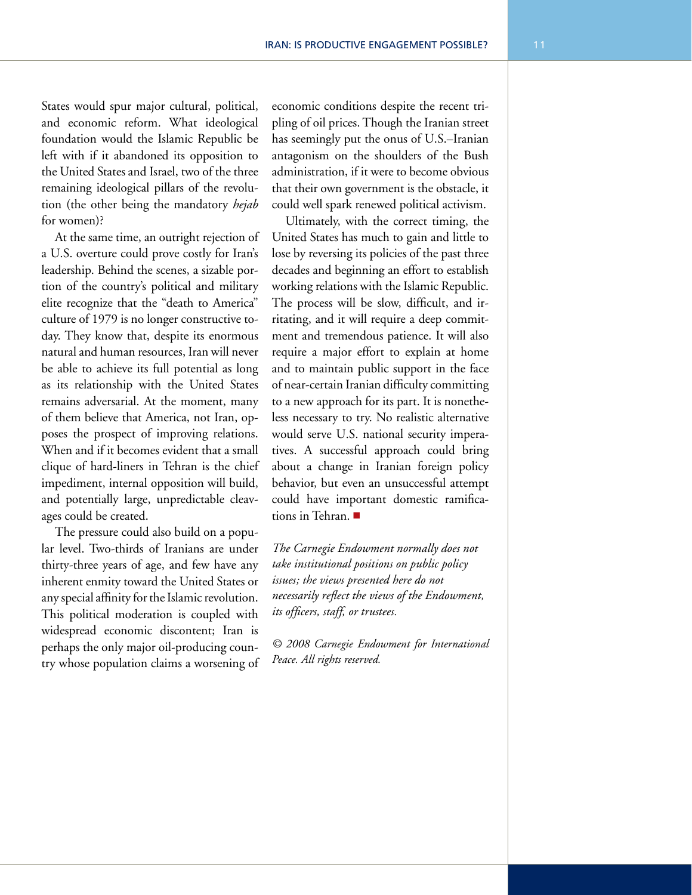States would spur major cultural, political, and economic reform. What ideological foundation would the Islamic Republic be left with if it abandoned its opposition to the United States and Israel, two of the three remaining ideological pillars of the revolution (the other being the mandatory *hejab* for women)?

At the same time, an outright rejection of a U.S. overture could prove costly for Iran's leadership. Behind the scenes, a sizable portion of the country's political and military elite recognize that the "death to America" culture of 1979 is no longer constructive today. They know that, despite its enormous natural and human resources, Iran will never be able to achieve its full potential as long as its relationship with the United States remains adversarial. At the moment, many of them believe that America, not Iran, opposes the prospect of improving relations. When and if it becomes evident that a small clique of hard-liners in Tehran is the chief impediment, internal opposition will build, and potentially large, unpredictable cleavages could be created.

The pressure could also build on a popular level. Two-thirds of Iranians are under thirty-three years of age, and few have any inherent enmity toward the United States or any special affinity for the Islamic revolution. This political moderation is coupled with widespread economic discontent; Iran is perhaps the only major oil-producing country whose population claims a worsening of economic conditions despite the recent tripling of oil prices. Though the Iranian street has seemingly put the onus of U.S.–Iranian antagonism on the shoulders of the Bush administration, if it were to become obvious that their own government is the obstacle, it could well spark renewed political activism.

Ultimately, with the correct timing, the United States has much to gain and little to lose by reversing its policies of the past three decades and beginning an effort to establish working relations with the Islamic Republic. The process will be slow, difficult, and irritating, and it will require a deep commitment and tremendous patience. It will also require a major effort to explain at home and to maintain public support in the face of near-certain Iranian difficulty committing to a new approach for its part. It is nonetheless necessary to try. No realistic alternative would serve U.S. national security imperatives. A successful approach could bring about a change in Iranian foreign policy behavior, but even an unsuccessful attempt could have important domestic ramifications in Tehran. ■

*The Carnegie Endowment normally does not take institutional positions on public policy issues; the views presented here do not necessarily reflect the views of the Endowment, its officers, staff, or trustees.*

*© 2008 Carnegie Endowment for International Peace. All rights reserved.*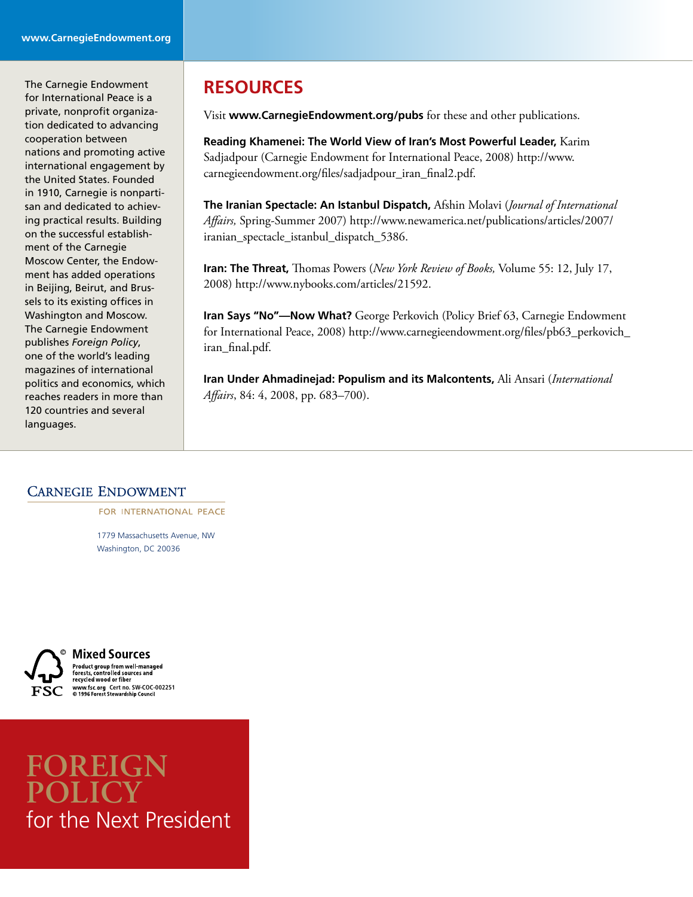www.CarnegieEndowment.org

The Carnegie Endowment for International Peace is a private, nonprofit organization dedicated to advancing cooperation between nations and promoting active international engagement by the United States. Founded in 1910, Carnegie is nonpartisan and dedicated to achieving practical results. Building on the successful establishment of the Carnegie Moscow Center, the Endowment has added operations in Beijing, Beirut, and Brussels to its existing offices in Washington and Moscow. The Carnegie Endowment publishes *Foreign Policy*, one of the world's leading magazines of international politics and economics, which reaches readers in more than 120 countries and several languages.

## RESOURCES

Visit **www.CarnegieEndowment.org/pubs** for these and other publications.

**Reading Khamenei: The World View of Iran's Most Powerful Leader,** Karim Sadjadpour (Carnegie Endowment for International Peace, 2008) http://www.carnegieendowment.org/files/sadjadpour_iran_final2.pdf.

**The Iranian Spectacle: An Istanbul Dispatch,** Afshin Molavi (*Journal of International Affairs,* Spring-Summer 2007) http://www.newamerica.net/publications/articles/2007/iranian_spectacle_istanbul_dispatch_5386.

**Iran: The Threat,** Thomas Powers (*New York Review of Books,* Volume 55: 12, July 17, 2008) http://www.nybooks.com/articles/21592.

**Iran Says "No"—Now What?** George Perkovich (Policy Brief 63, Carnegie Endowment for International Peace, 2008) http://www.carnegieendowment.org/files/pb63_perkovich_iran_final.pdf.

**Iran Under Ahmadinejad: Populism and its Malcontents,** Ali Ansari (*International Affairs*, 84: 4, 2008, pp. 683–700).

CARNEGIE ENDOWMENT
FOR INTERNATIONAL PEACE

1779 Massachusetts Avenue, NW
Washington, DC 20036

**Mixed Sources**
Product group from well-managed forests, controlled sources and recycled wood or fiber
www.fsc.org Cert no. SW-COC-002251
© 1996 Forest Stewardship Council
FSC

**FOREIGN POLICY**
for the Next President